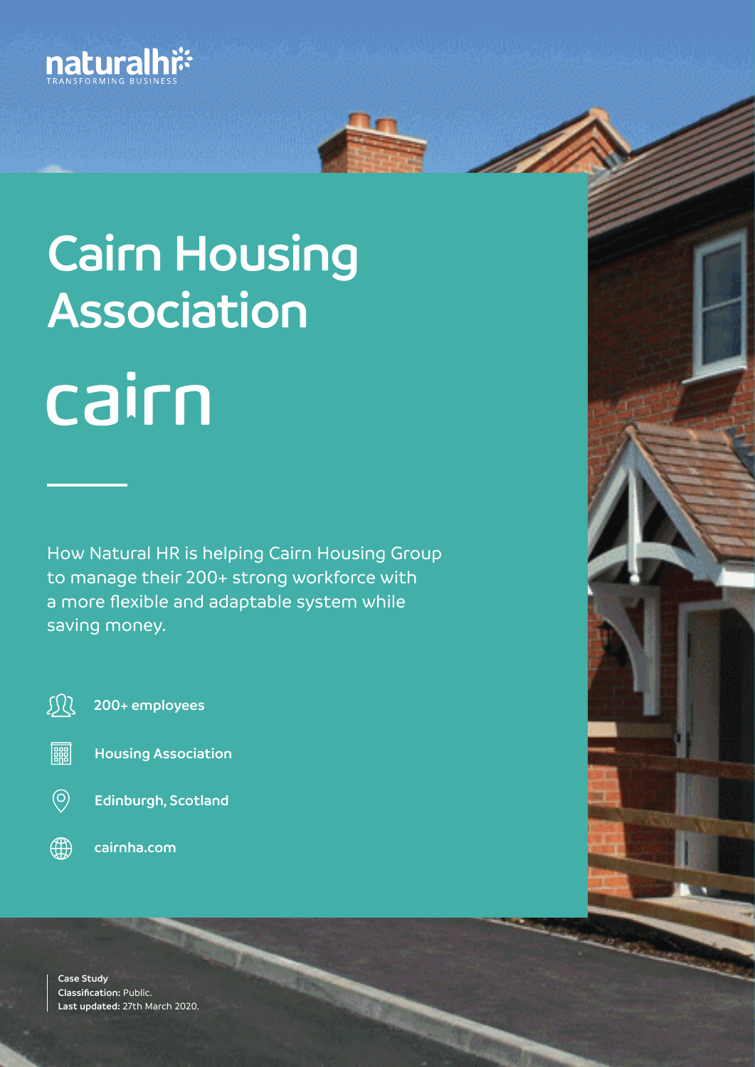naturalhr
TRANSFORMING BUSINESS

# Cairn Housing Association

cairn

How Natural HR is helping Cairn Housing Group to manage their 200+ strong workforce with a more flexible and adaptable system while saving money.

- **200+ employees**
- **Housing Association**
- **Edinburgh, Scotland**
- **cairnha.com**

**Case Study**
**Classification:** Public.
**Last updated:** 27th March 2020.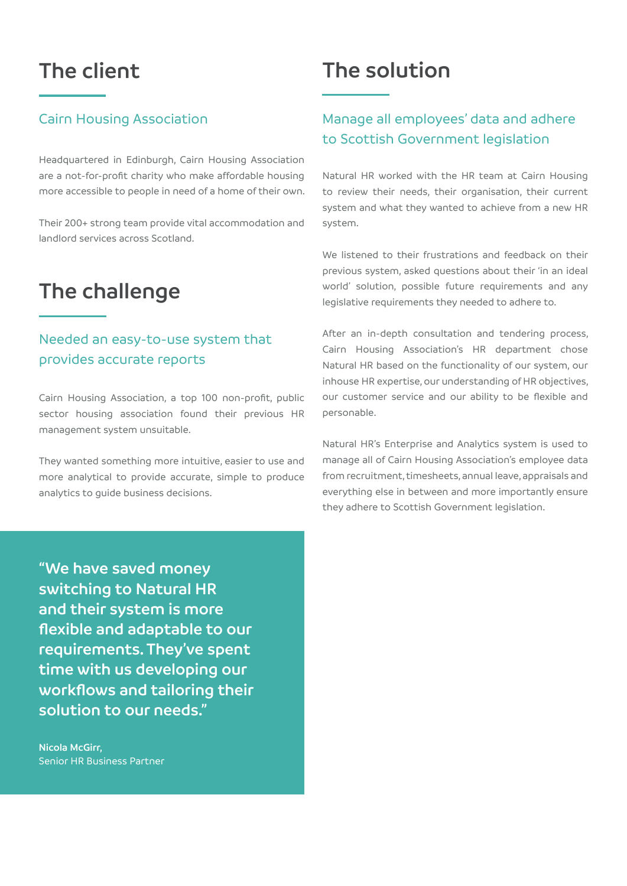# The client

### Cairn Housing Association

Headquartered in Edinburgh, Cairn Housing Association are a not-for-profit charity who make affordable housing more accessible to people in need of a home of their own.

Their 200+ strong team provide vital accommodation and landlord services across Scotland.

# The challenge

### Needed an easy-to-use system that provides accurate reports

Cairn Housing Association, a top 100 non-profit, public sector housing association found their previous HR management system unsuitable.

They wanted something more intuitive, easier to use and more analytical to provide accurate, simple to produce analytics to guide business decisions.

> **"We have saved money switching to Natural HR and their system is more flexible and adaptable to our requirements. They've spent time with us developing our workflows and tailoring their solution to our needs."**
>
> **Nicola McGirr,**
> Senior HR Business Partner

# The solution

### Manage all employees' data and adhere to Scottish Government legislation

Natural HR worked with the HR team at Cairn Housing to review their needs, their organisation, their current system and what they wanted to achieve from a new HR system.

We listened to their frustrations and feedback on their previous system, asked questions about their 'in an ideal world' solution, possible future requirements and any legislative requirements they needed to adhere to.

After an in-depth consultation and tendering process, Cairn Housing Association's HR department chose Natural HR based on the functionality of our system, our inhouse HR expertise, our understanding of HR objectives, our customer service and our ability to be flexible and personable.

Natural HR's Enterprise and Analytics system is used to manage all of Cairn Housing Association's employee data from recruitment, timesheets, annual leave, appraisals and everything else in between and more importantly ensure they adhere to Scottish Government legislation.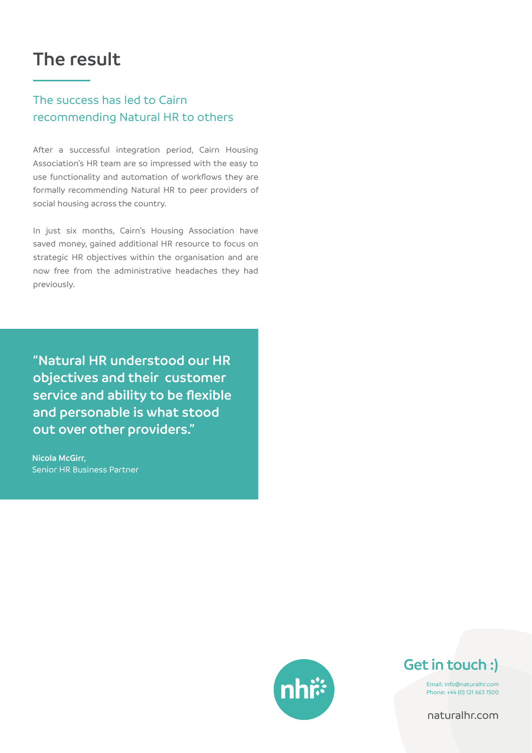# The result

## The success has led to Cairn recommending Natural HR to others

After a successful integration period, Cairn Housing Association's HR team are so impressed with the easy to use functionality and automation of workflows they are formally recommending Natural HR to peer providers of social housing across the country.

In just six months, Cairn's Housing Association have saved money, gained additional HR resource to focus on strategic HR objectives within the organisation and are now free from the administrative headaches they had previously.

> **"Natural HR understood our HR objectives and their customer service and ability to be flexible and personable is what stood out over other providers."**
>
> **Nicola McGirr,**
> Senior HR Business Partner

nhr

## Get in touch :)

Email: info@naturalhr.com
Phone: +44 (0) 121 663 1500

naturalhr.com